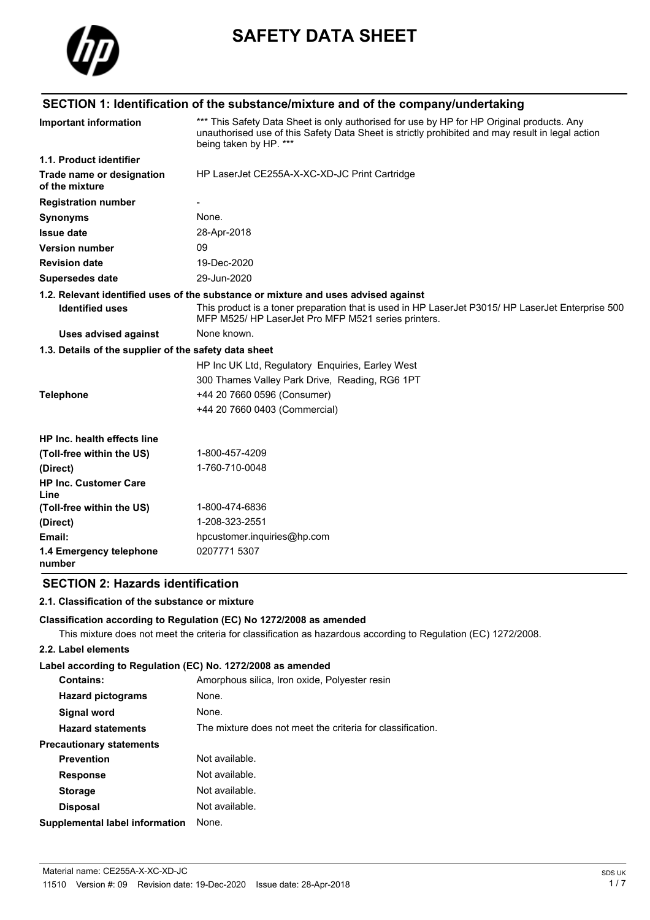# SAFETY DATA SHEET

## SECTION 1: Identification of the substance/mixture and of the company/undertaking

| | |
|---|---|
| **Important information** | *** This Safety Data Sheet is only authorised for use by HP for HP Original products. Any unauthorised use of this Safety Data Sheet is strictly prohibited and may result in legal action being taken by HP. *** |
| **1.1. Product identifier** | |
| **Trade name or designation of the mixture** | HP LaserJet CE255A-X-XC-XD-JC Print Cartridge |
| **Registration number** | - |
| **Synonyms** | None. |
| **Issue date** | 28-Apr-2018 |
| **Version number** | 09 |
| **Revision date** | 19-Dec-2020 |
| **Supersedes date** | 29-Jun-2020 |

**1.2. Relevant identified uses of the substance or mixture and uses advised against**

| | |
|---|---|
| **Identified uses** | This product is a toner preparation that is used in HP LaserJet P3015/ HP LaserJet Enterprise 500 MFP M525/ HP LaserJet Pro MFP M521 series printers. |
| **Uses advised against** | None known. |

**1.3. Details of the supplier of the safety data sheet**

| | |
|---|---|
| | HP Inc UK Ltd, Regulatory Enquiries, Earley West |
| | 300 Thames Valley Park Drive, Reading, RG6 1PT |
| **Telephone** | +44 20 7660 0596 (Consumer) |
| | +44 20 7660 0403 (Commercial) |
| **HP Inc. health effects line** | |
| **(Toll-free within the US)** | 1-800-457-4209 |
| **(Direct)** | 1-760-710-0048 |
| **HP Inc. Customer Care Line** | |
| **(Toll-free within the US)** | 1-800-474-6836 |
| **(Direct)** | 1-208-323-2551 |
| **Email:** | hpcustomer.inquiries@hp.com |
| **1.4 Emergency telephone number** | 0207771 5307 |

## SECTION 2: Hazards identification

**2.1. Classification of the substance or mixture**

**Classification according to Regulation (EC) No 1272/2008 as amended**

This mixture does not meet the criteria for classification as hazardous according to Regulation (EC) 1272/2008.

**2.2. Label elements**

**Label according to Regulation (EC) No. 1272/2008 as amended**

| | |
|---|---|
| **Contains:** | Amorphous silica, Iron oxide, Polyester resin |
| **Hazard pictograms** | None. |
| **Signal word** | None. |
| **Hazard statements** | The mixture does not meet the criteria for classification. |
| **Precautionary statements** | |
| **Prevention** | Not available. |
| **Response** | Not available. |
| **Storage** | Not available. |
| **Disposal** | Not available. |
| **Supplemental label information** | None. |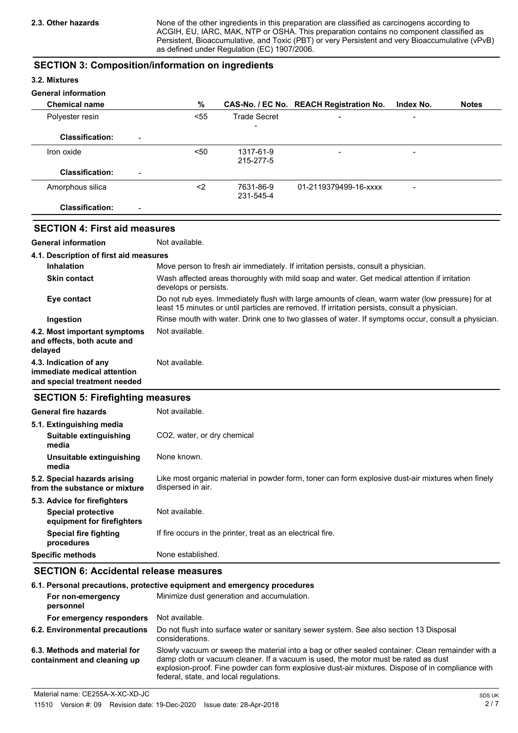**2.3. Other hazards**

None of the other ingredients in this preparation are classified as carcinogens according to ACGIH, EU, IARC, MAK, NTP or OSHA. This preparation contains no component classified as Persistent, Bioaccumulative, and Toxic (PBT) or very Persistent and very Bioaccumulative (vPvB) as defined under Regulation (EC) 1907/2006.

## SECTION 3: Composition/information on ingredients

### 3.2. Mixtures

**General information**

| Chemical name | % | CAS-No. / EC No. | REACH Registration No. | Index No. | Notes |
|---|---|---|---|---|---|
| Polyester resin | <55 | Trade Secret<br>- | - | - | |
| **Classification:** - | | | | | |
| Iron oxide | <50 | 1317-61-9<br>215-277-5 | - | - | |
| **Classification:** - | | | | | |
| Amorphous silica | <2 | 7631-86-9<br>231-545-4 | 01-2119379499-16-xxxx | - | |
| **Classification:** - | | | | | |

## SECTION 4: First aid measures

**General information** Not available.

**4.1. Description of first aid measures**

**Inhalation** Move person to fresh air immediately. If irritation persists, consult a physician.

**Skin contact** Wash affected areas thoroughly with mild soap and water. Get medical attention if irritation develops or persists.

**Eye contact** Do not rub eyes. Immediately flush with large amounts of clean, warm water (low pressure) for at least 15 minutes or until particles are removed. If irritation persists, consult a physician.

**Ingestion** Rinse mouth with water. Drink one to two glasses of water. If symptoms occur, consult a physician.

**4.2. Most important symptoms and effects, both acute and delayed** Not available.

**4.3. Indication of any immediate medical attention and special treatment needed** Not available.

## SECTION 5: Firefighting measures

**General fire hazards** Not available.

**5.1. Extinguishing media**

**Suitable extinguishing media** $CO_2$, water, or dry chemical

**Unsuitable extinguishing media** None known.

**5.2. Special hazards arising from the substance or mixture** Like most organic material in powder form, toner can form explosive dust-air mixtures when finely dispersed in air.

**5.3. Advice for firefighters**

**Special protective equipment for firefighters** Not available.

**Special fire fighting procedures** If fire occurs in the printer, treat as an electrical fire.

**Specific methods** None established.

## SECTION 6: Accidental release measures

**6.1. Personal precautions, protective equipment and emergency procedures**

**For non-emergency personnel** Minimize dust generation and accumulation.

**For emergency responders** Not available.

**6.2. Environmental precautions** Do not flush into surface water or sanitary sewer system. See also section 13 Disposal considerations.

**6.3. Methods and material for containment and cleaning up** Slowly vacuum or sweep the material into a bag or other sealed container. Clean remainder with a damp cloth or vacuum cleaner. If a vacuum is used, the motor must be rated as dust explosion-proof. Fine powder can form explosive dust-air mixtures. Dispose of in compliance with federal, state, and local regulations.

Material name: CE255A-X-XC-XD-JC

11510 Version #: 09 Revision date: 19-Dec-2020 Issue date: 28-Apr-2018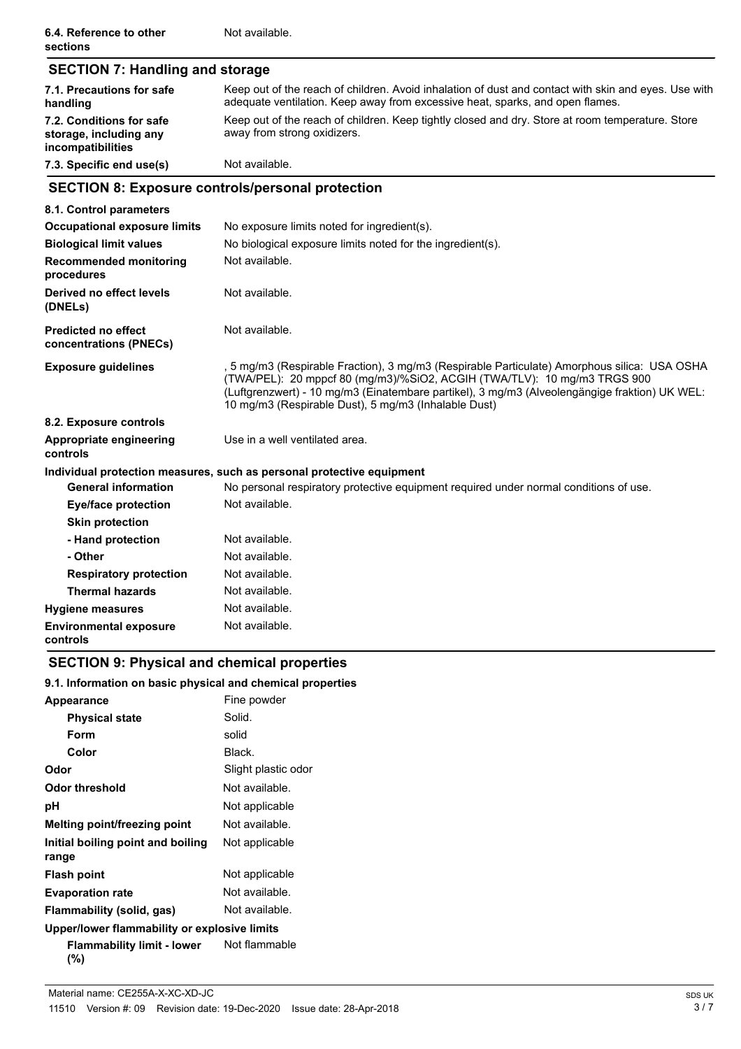| | |
|---|---|
| **6.4. Reference to other sections** | Not available. |

## SECTION 7: Handling and storage

| | |
|---|---|
| **7.1. Precautions for safe handling** | Keep out of the reach of children. Avoid inhalation of dust and contact with skin and eyes. Use with adequate ventilation. Keep away from excessive heat, sparks, and open flames. |
| **7.2. Conditions for safe storage, including any incompatibilities** | Keep out of the reach of children. Keep tightly closed and dry. Store at room temperature. Store away from strong oxidizers. |
| **7.3. Specific end use(s)** | Not available. |

## SECTION 8: Exposure controls/personal protection

| | |
|---|---|
| **8.1. Control parameters** | |
| **Occupational exposure limits** | No exposure limits noted for ingredient(s). |
| **Biological limit values** | No biological exposure limits noted for the ingredient(s). |
| **Recommended monitoring procedures** | Not available. |
| **Derived no effect levels (DNELs)** | Not available. |
| **Predicted no effect concentrations (PNECs)** | Not available. |
| **Exposure guidelines** | , 5 mg/m3 (Respirable Fraction), 3 mg/m3 (Respirable Particulate) Amorphous silica: USA OSHA (TWA/PEL): 20 mppcf 80 (mg/m3)/%SiO2, ACGIH (TWA/TLV): 10 mg/m3 TRGS 900 (Luftgrenzwert) - 10 mg/m3 (Einatembare partikel), 3 mg/m3 (Alveolengängige fraktion) UK WEL: 10 mg/m3 (Respirable Dust), 5 mg/m3 (Inhalable Dust) |
| **8.2. Exposure controls** | |
| **Appropriate engineering controls** | Use in a well ventilated area. |
| **Individual protection measures, such as personal protective equipment** | |
| **General information** | No personal respiratory protective equipment required under normal conditions of use. |
| **Eye/face protection** | Not available. |
| **Skin protection** | |
| **- Hand protection** | Not available. |
| **- Other** | Not available. |
| **Respiratory protection** | Not available. |
| **Thermal hazards** | Not available. |
| **Hygiene measures** | Not available. |
| **Environmental exposure controls** | Not available. |

## SECTION 9: Physical and chemical properties

| | |
|---|---|
| **9.1. Information on basic physical and chemical properties** | |
| **Appearance** | Fine powder |
| **Physical state** | Solid. |
| **Form** | solid |
| **Color** | Black. |
| **Odor** | Slight plastic odor |
| **Odor threshold** | Not available. |
| **pH** | Not applicable |
| **Melting point/freezing point** | Not available. |
| **Initial boiling point and boiling range** | Not applicable |
| **Flash point** | Not applicable |
| **Evaporation rate** | Not available. |
| **Flammability (solid, gas)** | Not available. |
| **Upper/lower flammability or explosive limits** | |
| **Flammability limit - lower (%)** | Not flammable |

Material name: CE255A-X-XC-XD-JC

11510 Version #: 09 Revision date: 19-Dec-2020 Issue date: 28-Apr-2018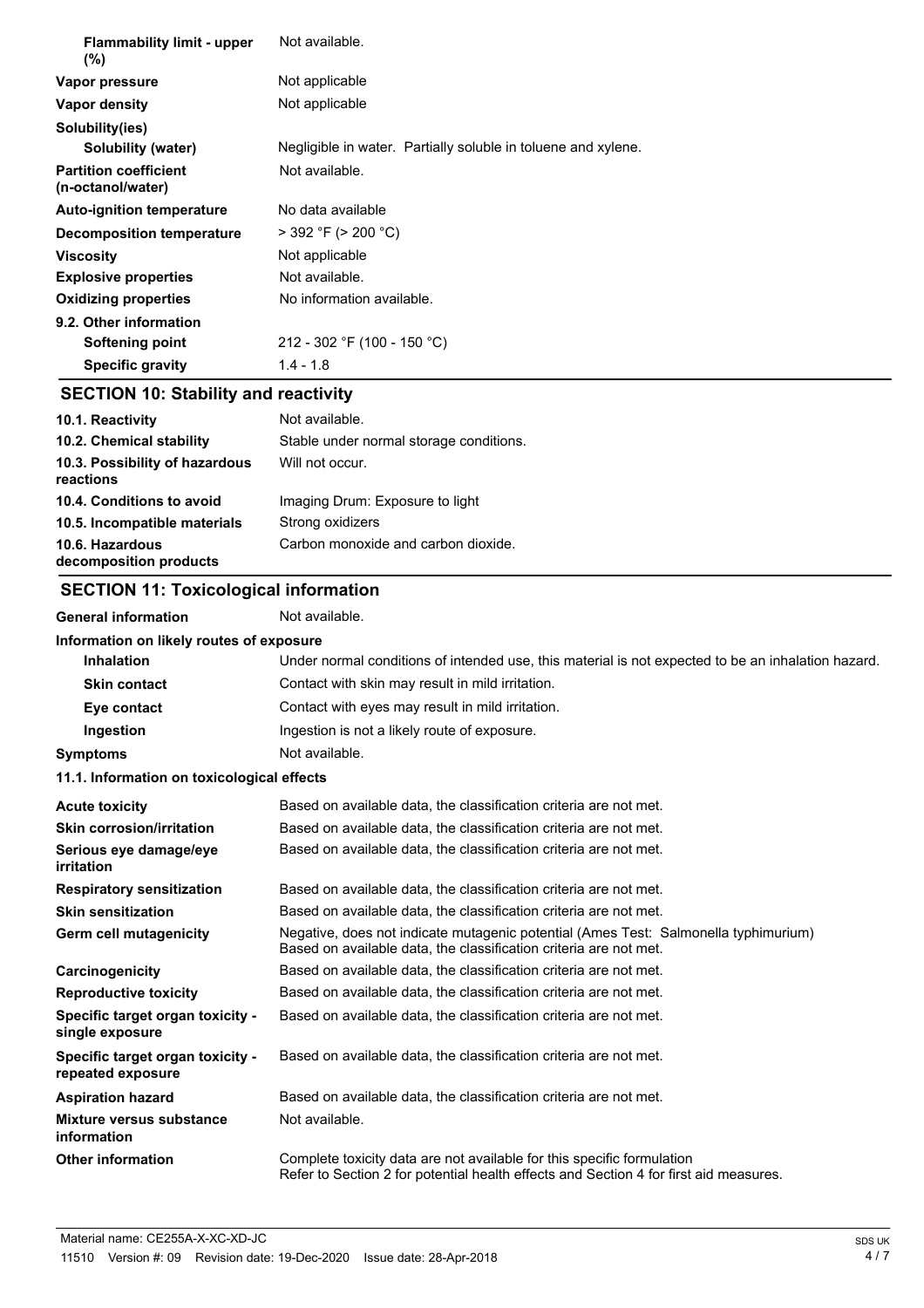| | |
|---|---|
| **Flammability limit - upper (%)** | Not available. |
| **Vapor pressure** | Not applicable |
| **Vapor density** | Not applicable |
| **Solubility(ies)** | |
| **Solubility (water)** | Negligible in water. Partially soluble in toluene and xylene. |
| **Partition coefficient (n-octanol/water)** | Not available. |
| **Auto-ignition temperature** | No data available |
| **Decomposition temperature** | > 392 °F (> 200 °C) |
| **Viscosity** | Not applicable |
| **Explosive properties** | Not available. |
| **Oxidizing properties** | No information available. |
| **9.2. Other information** | |
| **Softening point** | 212 - 302 °F (100 - 150 °C) |
| **Specific gravity** | 1.4 - 1.8 |

## SECTION 10: Stability and reactivity

| | |
|---|---|
| **10.1. Reactivity** | Not available. |
| **10.2. Chemical stability** | Stable under normal storage conditions. |
| **10.3. Possibility of hazardous reactions** | Will not occur. |
| **10.4. Conditions to avoid** | Imaging Drum: Exposure to light |
| **10.5. Incompatible materials** | Strong oxidizers |
| **10.6. Hazardous decomposition products** | Carbon monoxide and carbon dioxide. |

## SECTION 11: Toxicological information

| | |
|---|---|
| **General information** | Not available. |
| **Information on likely routes of exposure** | |
| **Inhalation** | Under normal conditions of intended use, this material is not expected to be an inhalation hazard. |
| **Skin contact** | Contact with skin may result in mild irritation. |
| **Eye contact** | Contact with eyes may result in mild irritation. |
| **Ingestion** | Ingestion is not a likely route of exposure. |
| **Symptoms** | Not available. |

**11.1. Information on toxicological effects**

| | |
|---|---|
| **Acute toxicity** | Based on available data, the classification criteria are not met. |
| **Skin corrosion/irritation** | Based on available data, the classification criteria are not met. |
| **Serious eye damage/eye irritation** | Based on available data, the classification criteria are not met. |
| **Respiratory sensitization** | Based on available data, the classification criteria are not met. |
| **Skin sensitization** | Based on available data, the classification criteria are not met. |
| **Germ cell mutagenicity** | Negative, does not indicate mutagenic potential (Ames Test: Salmonella typhimurium) Based on available data, the classification criteria are not met. |
| **Carcinogenicity** | Based on available data, the classification criteria are not met. |
| **Reproductive toxicity** | Based on available data, the classification criteria are not met. |
| **Specific target organ toxicity - single exposure** | Based on available data, the classification criteria are not met. |
| **Specific target organ toxicity - repeated exposure** | Based on available data, the classification criteria are not met. |
| **Aspiration hazard** | Based on available data, the classification criteria are not met. |
| **Mixture versus substance information** | Not available. |
| **Other information** | Complete toxicity data are not available for this specific formulation Refer to Section 2 for potential health effects and Section 4 for first aid measures. |

Material name: CE255A-X-XC-XD-JC

11510 Version #: 09 Revision date: 19-Dec-2020 Issue date: 28-Apr-2018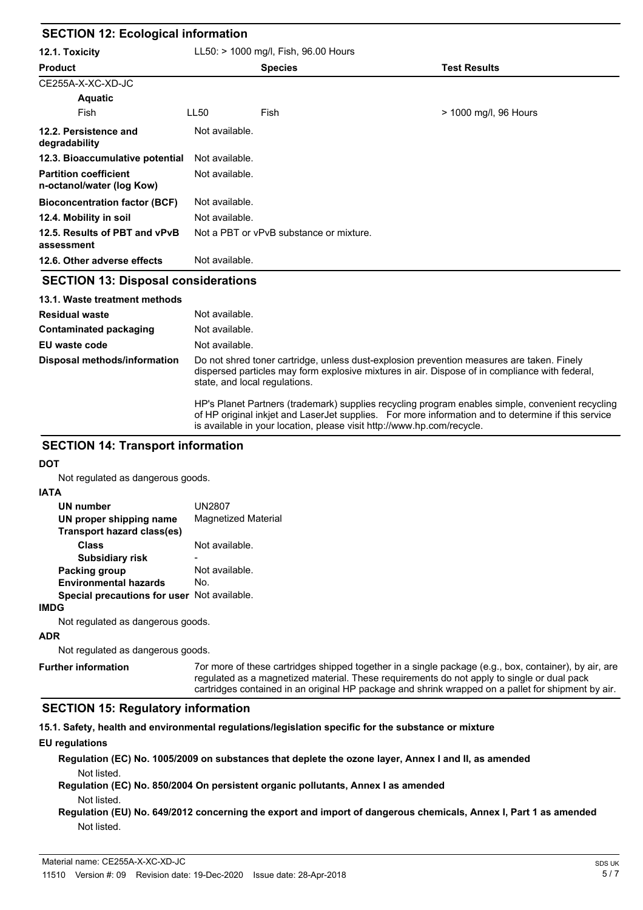## SECTION 12: Ecological information

**12.1. Toxicity** LL50: > 1000 mg/l, Fish, 96.00 Hours

| Product | | Species | Test Results |
|---|---|---|---|
| CE255A-X-XC-XD-JC | | | |
| **Aquatic** | | | |
| Fish | LL50 | Fish | > 1000 mg/l, 96 Hours |

| | |
|---|---|
| **12.2. Persistence and degradability** | Not available. |
| **12.3. Bioaccumulative potential** | Not available. |
| **Partition coefficient n-octanol/water (log Kow)** | Not available. |
| **Bioconcentration factor (BCF)** | Not available. |
| **12.4. Mobility in soil** | Not available. |
| **12.5. Results of PBT and vPvB assessment** | Not a PBT or vPvB substance or mixture. |
| **12.6. Other adverse effects** | Not available. |

## SECTION 13: Disposal considerations

**13.1. Waste treatment methods**

| | |
|---|---|
| **Residual waste** | Not available. |
| **Contaminated packaging** | Not available. |
| **EU waste code** | Not available. |
| **Disposal methods/information** | Do not shred toner cartridge, unless dust-explosion prevention measures are taken. Finely dispersed particles may form explosive mixtures in air. Dispose of in compliance with federal, state, and local regulations. |

HP's Planet Partners (trademark) supplies recycling program enables simple, convenient recycling of HP original inkjet and LaserJet supplies. For more information and to determine if this service is available in your location, please visit http://www.hp.com/recycle.

## SECTION 14: Transport information

**DOT**

Not regulated as dangerous goods.

**IATA**

| | |
|---|---|
| **UN number** | UN2807 |
| **UN proper shipping name** | Magnetized Material |
| **Transport hazard class(es)** | |
| **Class** | Not available. |
| **Subsidiary risk** | - |
| **Packing group** | Not available. |
| **Environmental hazards** | No. |
| **Special precautions for user** | Not available. |

**IMDG**

Not regulated as dangerous goods.

**ADR**

Not regulated as dangerous goods.

**Further information** 7or more of these cartridges shipped together in a single package (e.g., box, container), by air, are regulated as a magnetized material. These requirements do not apply to single or dual pack cartridges contained in an original HP package and shrink wrapped on a pallet for shipment by air.

## SECTION 15: Regulatory information

**15.1. Safety, health and environmental regulations/legislation specific for the substance or mixture**

**EU regulations**

**Regulation (EC) No. 1005/2009 on substances that deplete the ozone layer, Annex I and II, as amended**

Not listed.

**Regulation (EC) No. 850/2004 On persistent organic pollutants, Annex I as amended**

Not listed.

**Regulation (EU) No. 649/2012 concerning the export and import of dangerous chemicals, Annex I, Part 1 as amended**

Not listed.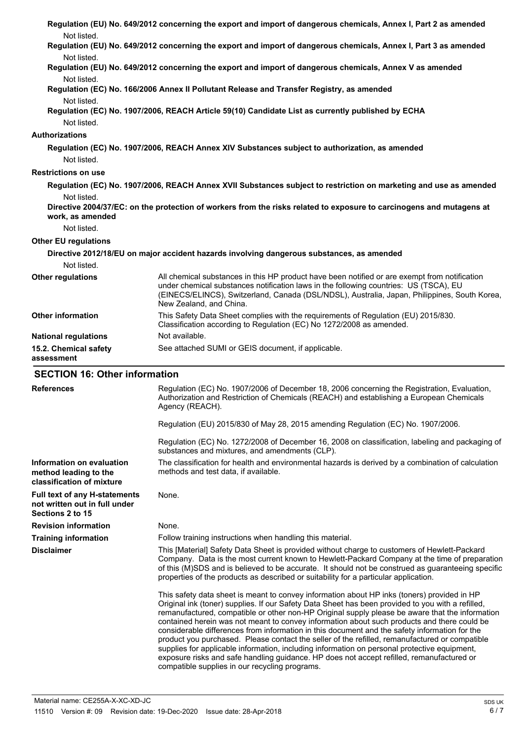**Regulation (EU) No. 649/2012 concerning the export and import of dangerous chemicals, Annex I, Part 2 as amended**

Not listed.

**Regulation (EU) No. 649/2012 concerning the export and import of dangerous chemicals, Annex I, Part 3 as amended**

Not listed.

**Regulation (EU) No. 649/2012 concerning the export and import of dangerous chemicals, Annex V as amended**

Not listed.

**Regulation (EC) No. 166/2006 Annex II Pollutant Release and Transfer Registry, as amended**

Not listed.

**Regulation (EC) No. 1907/2006, REACH Article 59(10) Candidate List as currently published by ECHA**

Not listed.

**Authorizations**

**Regulation (EC) No. 1907/2006, REACH Annex XIV Substances subject to authorization, as amended**

Not listed.

**Restrictions on use**

**Regulation (EC) No. 1907/2006, REACH Annex XVII Substances subject to restriction on marketing and use as amended**

Not listed.

**Directive 2004/37/EC: on the protection of workers from the risks related to exposure to carcinogens and mutagens at work, as amended**

Not listed.

**Other EU regulations**

**Directive 2012/18/EU on major accident hazards involving dangerous substances, as amended**

Not listed.

**Other regulations** — All chemical substances in this HP product have been notified or are exempt from notification under chemical substances notification laws in the following countries: US (TSCA), EU (EINECS/ELINCS), Switzerland, Canada (DSL/NDSL), Australia, Japan, Philippines, South Korea, New Zealand, and China.

**Other information** — This Safety Data Sheet complies with the requirements of Regulation (EU) 2015/830. Classification according to Regulation (EC) No 1272/2008 as amended.

**National regulations** — Not available.

**15.2. Chemical safety assessment** — See attached SUMI or GEIS document, if applicable.

## SECTION 16: Other information

**References** — Regulation (EC) No. 1907/2006 of December 18, 2006 concerning the Registration, Evaluation, Authorization and Restriction of Chemicals (REACH) and establishing a European Chemicals Agency (REACH).

Regulation (EU) 2015/830 of May 28, 2015 amending Regulation (EC) No. 1907/2006.

Regulation (EC) No. 1272/2008 of December 16, 2008 on classification, labeling and packaging of substances and mixtures, and amendments (CLP).

**Information on evaluation method leading to the classification of mixture** — The classification for health and environmental hazards is derived by a combination of calculation methods and test data, if available.

**Full text of any H-statements not written out in full under Sections 2 to 15** — None.

**Revision information** — None.

**Training information** — Follow training instructions when handling this material.

**Disclaimer** — This [Material] Safety Data Sheet is provided without charge to customers of Hewlett-Packard Company. Data is the most current known to Hewlett-Packard Company at the time of preparation of this (M)SDS and is believed to be accurate. It should not be construed as guaranteeing specific properties of the products as described or suitability for a particular application.

This safety data sheet is meant to convey information about HP inks (toners) provided in HP Original ink (toner) supplies. If our Safety Data Sheet has been provided to you with a refilled, remanufactured, compatible or other non-HP Original supply please be aware that the information contained herein was not meant to convey information about such products and there could be considerable differences from information in this document and the safety information for the product you purchased. Please contact the seller of the refilled, remanufactured or compatible supplies for applicable information, including information on personal protective equipment, exposure risks and safe handling guidance. HP does not accept refilled, remanufactured or compatible supplies in our recycling programs.

Material name: CE255A-X-XC-XD-JC

11510 Version #: 09 Revision date: 19-Dec-2020 Issue date: 28-Apr-2018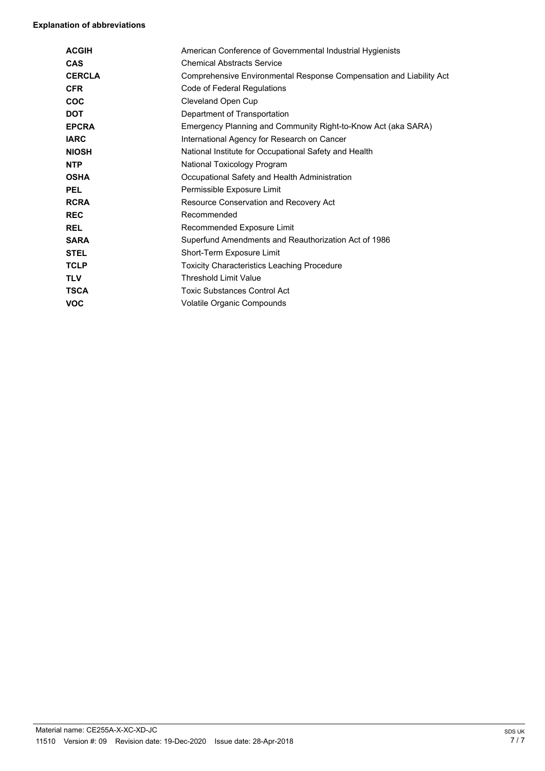**Explanation of abbreviations**

| | |
|---|---|
| **ACGIH** | American Conference of Governmental Industrial Hygienists |
| **CAS** | Chemical Abstracts Service |
| **CERCLA** | Comprehensive Environmental Response Compensation and Liability Act |
| **CFR** | Code of Federal Regulations |
| **COC** | Cleveland Open Cup |
| **DOT** | Department of Transportation |
| **EPCRA** | Emergency Planning and Community Right-to-Know Act (aka SARA) |
| **IARC** | International Agency for Research on Cancer |
| **NIOSH** | National Institute for Occupational Safety and Health |
| **NTP** | National Toxicology Program |
| **OSHA** | Occupational Safety and Health Administration |
| **PEL** | Permissible Exposure Limit |
| **RCRA** | Resource Conservation and Recovery Act |
| **REC** | Recommended |
| **REL** | Recommended Exposure Limit |
| **SARA** | Superfund Amendments and Reauthorization Act of 1986 |
| **STEL** | Short-Term Exposure Limit |
| **TCLP** | Toxicity Characteristics Leaching Procedure |
| **TLV** | Threshold Limit Value |
| **TSCA** | Toxic Substances Control Act |
| **VOC** | Volatile Organic Compounds |